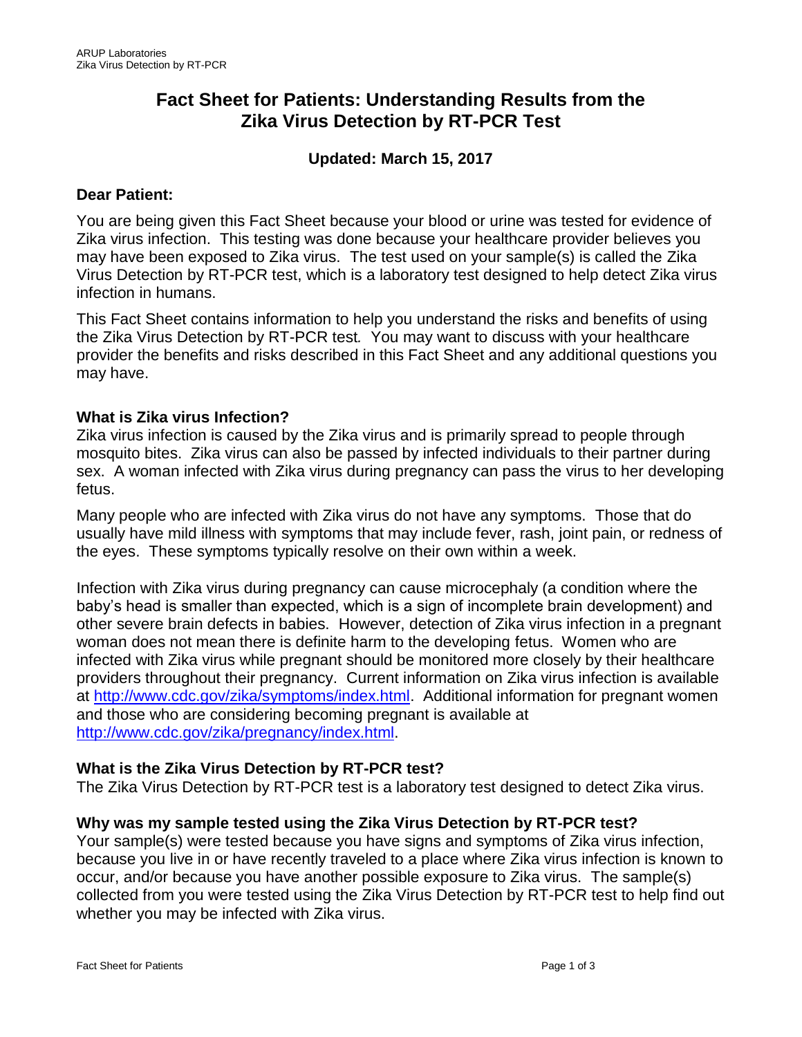# Fact Sheet for Patients: Understanding Results from the Zika Virus Detection by RT-PCR Test

**Updated: March 15, 2017**

**Dear Patient:**

You are being given this Fact Sheet because your blood or urine was tested for evidence of Zika virus infection. This testing was done because your healthcare provider believes you may have been exposed to Zika virus. The test used on your sample(s) is called the Zika Virus Detection by RT-PCR test, which is a laboratory test designed to help detect Zika virus infection in humans.

This Fact Sheet contains information to help you understand the risks and benefits of using the Zika Virus Detection by RT-PCR test*.* You may want to discuss with your healthcare provider the benefits and risks described in this Fact Sheet and any additional questions you may have.

## What is Zika virus Infection?

Zika virus infection is caused by the Zika virus and is primarily spread to people through mosquito bites. Zika virus can also be passed by infected individuals to their partner during sex. A woman infected with Zika virus during pregnancy can pass the virus to her developing fetus.

Many people who are infected with Zika virus do not have any symptoms. Those that do usually have mild illness with symptoms that may include fever, rash, joint pain, or redness of the eyes. These symptoms typically resolve on their own within a week.

Infection with Zika virus during pregnancy can cause microcephaly (a condition where the baby's head is smaller than expected, which is a sign of incomplete brain development) and other severe brain defects in babies. However, detection of Zika virus infection in a pregnant woman does not mean there is definite harm to the developing fetus. Women who are infected with Zika virus while pregnant should be monitored more closely by their healthcare providers throughout their pregnancy. Current information on Zika virus infection is available at http://www.cdc.gov/zika/symptoms/index.html. Additional information for pregnant women and those who are considering becoming pregnant is available at http://www.cdc.gov/zika/pregnancy/index.html.

## What is the Zika Virus Detection by RT-PCR test?

The Zika Virus Detection by RT-PCR test is a laboratory test designed to detect Zika virus.

## Why was my sample tested using the Zika Virus Detection by RT-PCR test?

Your sample(s) were tested because you have signs and symptoms of Zika virus infection, because you live in or have recently traveled to a place where Zika virus infection is known to occur, and/or because you have another possible exposure to Zika virus. The sample(s) collected from you were tested using the Zika Virus Detection by RT-PCR test to help find out whether you may be infected with Zika virus.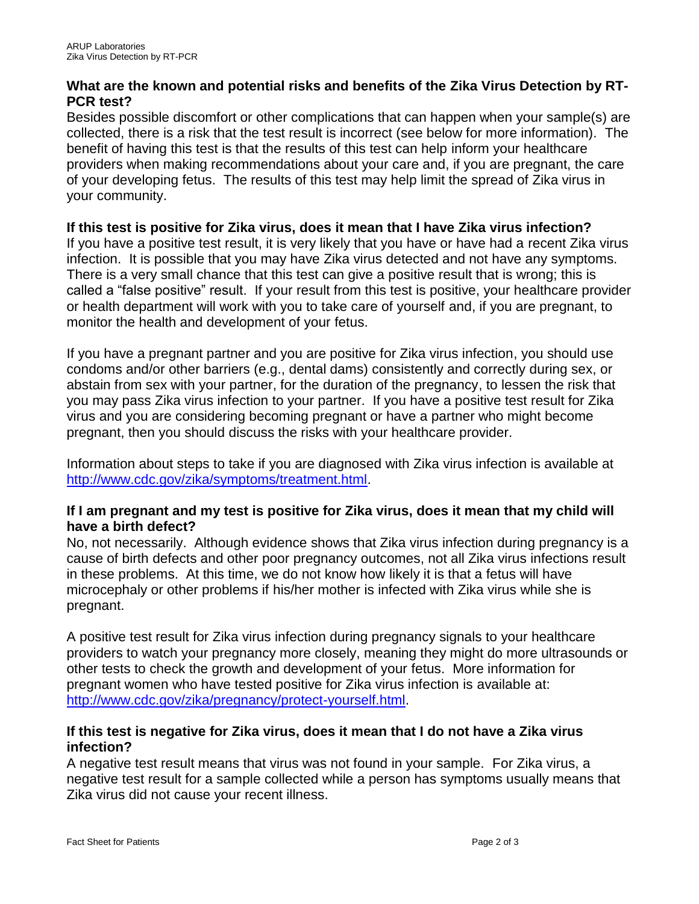### What are the known and potential risks and benefits of the Zika Virus Detection by RT-PCR test?

Besides possible discomfort or other complications that can happen when your sample(s) are collected, there is a risk that the test result is incorrect (see below for more information). The benefit of having this test is that the results of this test can help inform your healthcare providers when making recommendations about your care and, if you are pregnant, the care of your developing fetus. The results of this test may help limit the spread of Zika virus in your community.

### If this test is positive for Zika virus, does it mean that I have Zika virus infection?

If you have a positive test result, it is very likely that you have or have had a recent Zika virus infection. It is possible that you may have Zika virus detected and not have any symptoms. There is a very small chance that this test can give a positive result that is wrong; this is called a "false positive" result. If your result from this test is positive, your healthcare provider or health department will work with you to take care of yourself and, if you are pregnant, to monitor the health and development of your fetus.

If you have a pregnant partner and you are positive for Zika virus infection, you should use condoms and/or other barriers (e.g., dental dams) consistently and correctly during sex, or abstain from sex with your partner, for the duration of the pregnancy, to lessen the risk that you may pass Zika virus infection to your partner. If you have a positive test result for Zika virus and you are considering becoming pregnant or have a partner who might become pregnant, then you should discuss the risks with your healthcare provider.

Information about steps to take if you are diagnosed with Zika virus infection is available at [http://www.cdc.gov/zika/symptoms/treatment.html](http://www.cdc.gov/zika/symptoms/treatment.html).

### If I am pregnant and my test is positive for Zika virus, does it mean that my child will have a birth defect?

No, not necessarily. Although evidence shows that Zika virus infection during pregnancy is a cause of birth defects and other poor pregnancy outcomes, not all Zika virus infections result in these problems. At this time, we do not know how likely it is that a fetus will have microcephaly or other problems if his/her mother is infected with Zika virus while she is pregnant.

A positive test result for Zika virus infection during pregnancy signals to your healthcare providers to watch your pregnancy more closely, meaning they might do more ultrasounds or other tests to check the growth and development of your fetus. More information for pregnant women who have tested positive for Zika virus infection is available at: [http://www.cdc.gov/zika/pregnancy/protect-yourself.html](http://www.cdc.gov/zika/pregnancy/protect-yourself.html).

### If this test is negative for Zika virus, does it mean that I do not have a Zika virus infection?

A negative test result means that virus was not found in your sample. For Zika virus, a negative test result for a sample collected while a person has symptoms usually means that Zika virus did not cause your recent illness.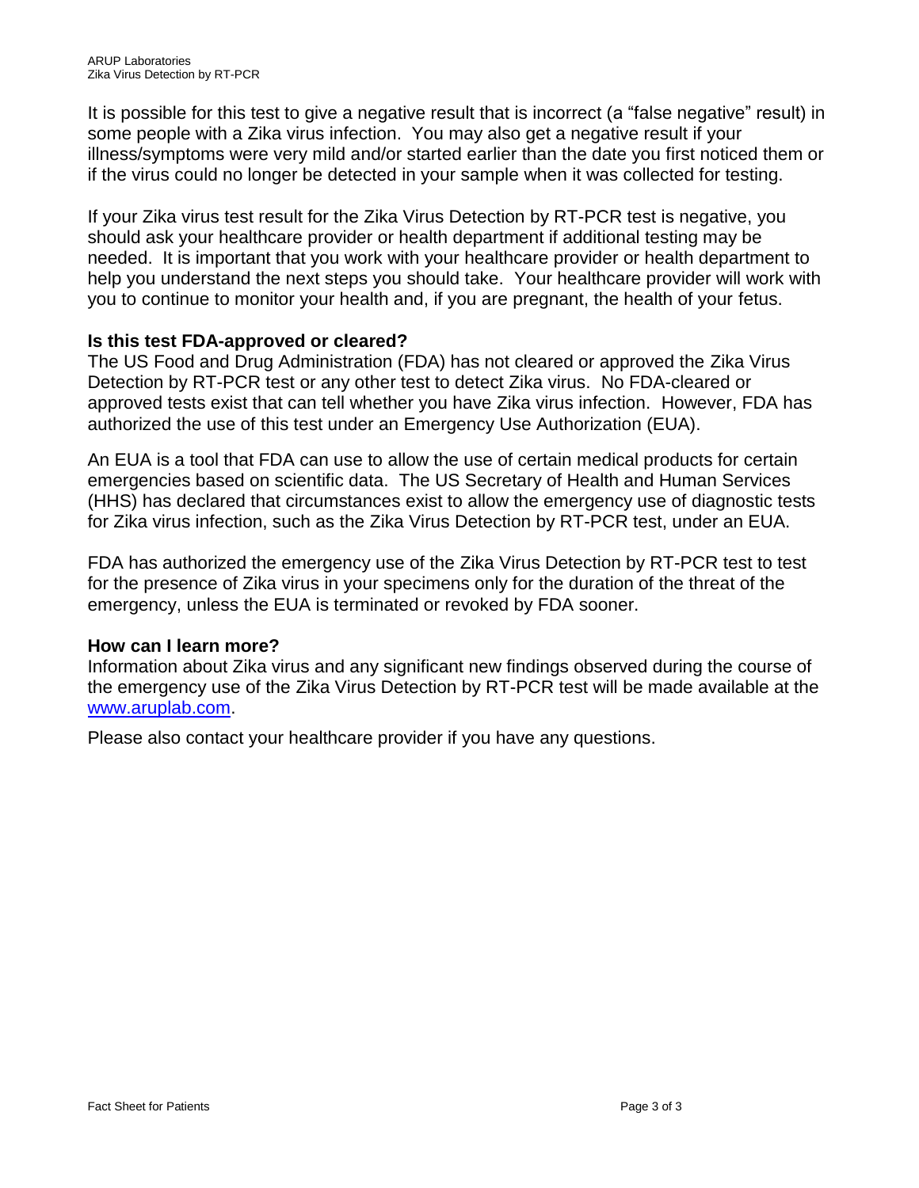It is possible for this test to give a negative result that is incorrect (a "false negative" result) in some people with a Zika virus infection. You may also get a negative result if your illness/symptoms were very mild and/or started earlier than the date you first noticed them or if the virus could no longer be detected in your sample when it was collected for testing.

If your Zika virus test result for the Zika Virus Detection by RT-PCR test is negative, you should ask your healthcare provider or health department if additional testing may be needed. It is important that you work with your healthcare provider or health department to help you understand the next steps you should take. Your healthcare provider will work with you to continue to monitor your health and, if you are pregnant, the health of your fetus.

**Is this test FDA-approved or cleared?**

The US Food and Drug Administration (FDA) has not cleared or approved the Zika Virus Detection by RT-PCR test or any other test to detect Zika virus. No FDA-cleared or approved tests exist that can tell whether you have Zika virus infection. However, FDA has authorized the use of this test under an Emergency Use Authorization (EUA).

An EUA is a tool that FDA can use to allow the use of certain medical products for certain emergencies based on scientific data. The US Secretary of Health and Human Services (HHS) has declared that circumstances exist to allow the emergency use of diagnostic tests for Zika virus infection, such as the Zika Virus Detection by RT-PCR test, under an EUA.

FDA has authorized the emergency use of the Zika Virus Detection by RT-PCR test to test for the presence of Zika virus in your specimens only for the duration of the threat of the emergency, unless the EUA is terminated or revoked by FDA sooner.

**How can I learn more?**

Information about Zika virus and any significant new findings observed during the course of the emergency use of the Zika Virus Detection by RT-PCR test will be made available at the [www.aruplab.com](http://www.aruplab.com).

Please also contact your healthcare provider if you have any questions.